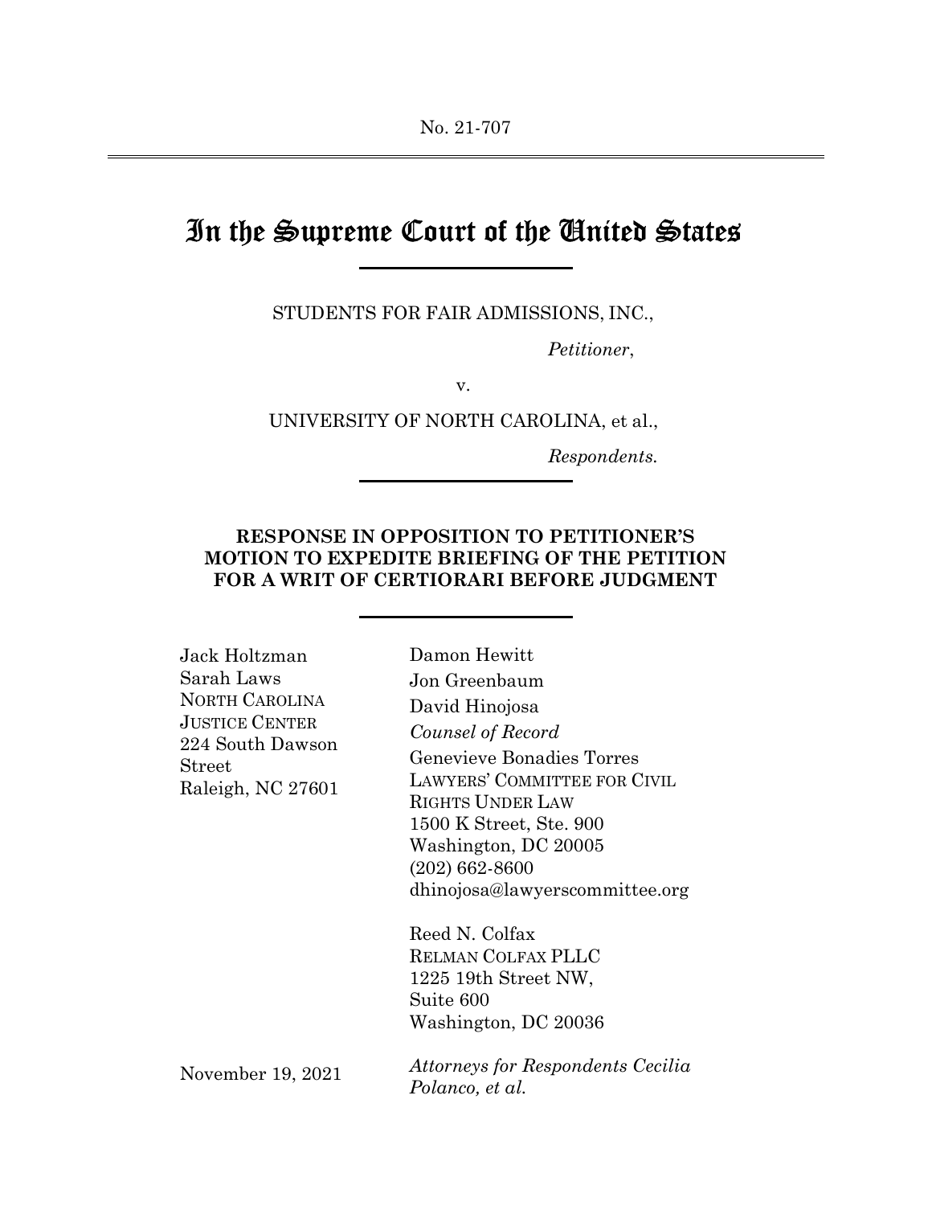No. 21-707

# In the Supreme Court of the United States

STUDENTS FOR FAIR ADMISSIONS, INC.,

*Petitioner*,

v.

UNIVERSITY OF NORTH CAROLINA, et al.,

*Respondents.*

## RESPONSE IN OPPOSITION TO PETITIONER'S MOTION TO EXPEDITE BRIEFING OF THE PETITION FOR A WRIT OF CERTIORARI BEFORE JUDGMENT

Jack Holtzman
Sarah Laws
NORTH CAROLINA JUSTICE CENTER
224 South Dawson Street
Raleigh, NC 27601

Damon Hewitt
Jon Greenbaum
David Hinojosa
*Counsel of Record*
Genevieve Bonadies Torres
LAWYERS' COMMITTEE FOR CIVIL RIGHTS UNDER LAW
1500 K Street, Ste. 900
Washington, DC 20005
(202) 662-8600
dhinojosa@lawyerscommittee.org

Reed N. Colfax
RELMAN COLFAX PLLC
1225 19th Street NW,
Suite 600
Washington, DC 20036

*Attorneys for Respondents Cecilia Polanco, et al.*

November 19, 2021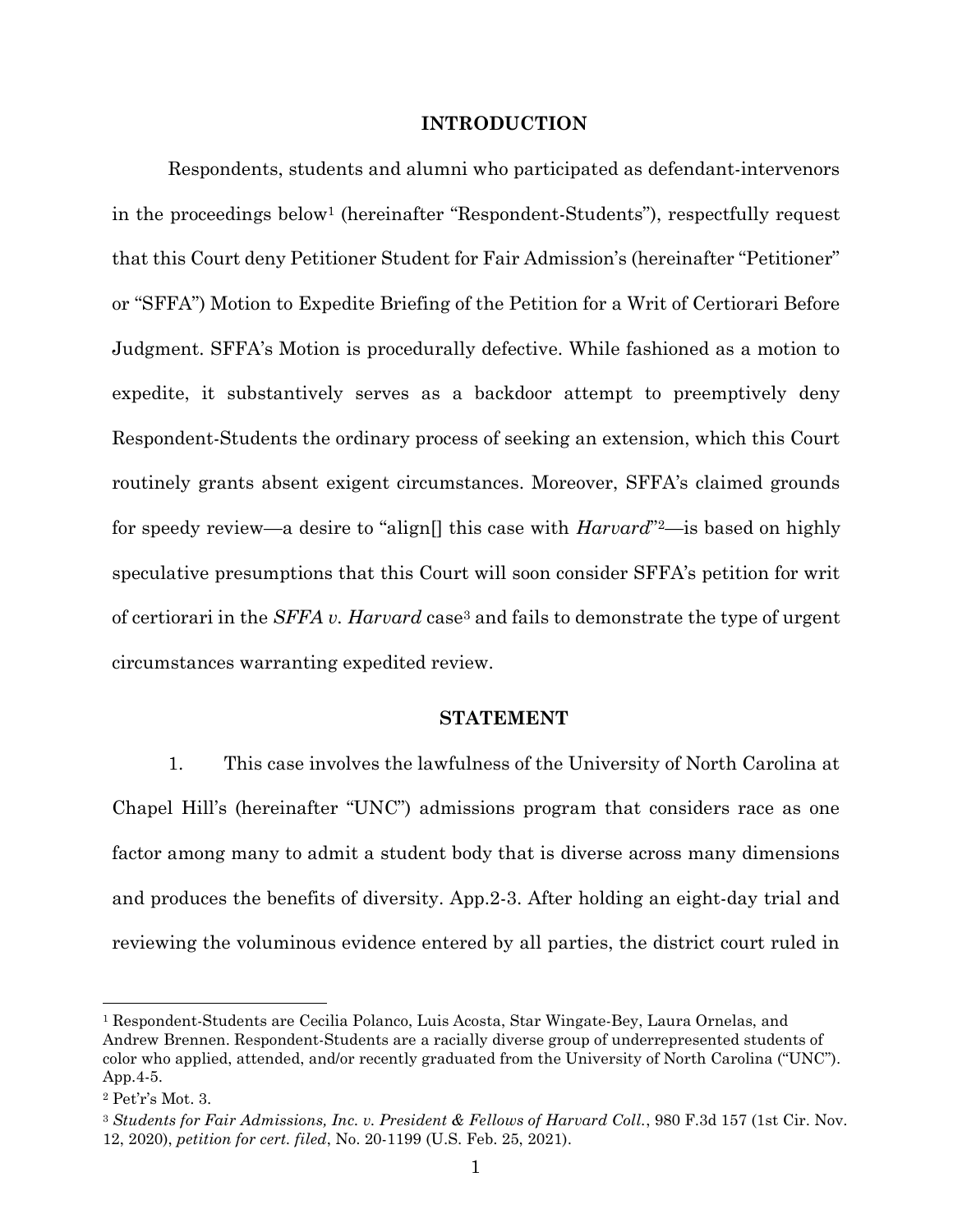## INTRODUCTION

Respondents, students and alumni who participated as defendant-intervenors in the proceedings below[1] (hereinafter "Respondent-Students"), respectfully request that this Court deny Petitioner Student for Fair Admission's (hereinafter "Petitioner" or "SFFA") Motion to Expedite Briefing of the Petition for a Writ of Certiorari Before Judgment. SFFA's Motion is procedurally defective. While fashioned as a motion to expedite, it substantively serves as a backdoor attempt to preemptively deny Respondent-Students the ordinary process of seeking an extension, which this Court routinely grants absent exigent circumstances. Moreover, SFFA's claimed grounds for speedy review—a desire to "align[] this case with *Harvard*"[2]—is based on highly speculative presumptions that this Court will soon consider SFFA's petition for writ of certiorari in the *SFFA v. Harvard* case[3] and fails to demonstrate the type of urgent circumstances warranting expedited review.

## STATEMENT

1. This case involves the lawfulness of the University of North Carolina at Chapel Hill's (hereinafter "UNC") admissions program that considers race as one factor among many to admit a student body that is diverse across many dimensions and produces the benefits of diversity. App.2-3. After holding an eight-day trial and reviewing the voluminous evidence entered by all parties, the district court ruled in

---

[1] Respondent-Students are Cecilia Polanco, Luis Acosta, Star Wingate-Bey, Laura Ornelas, and Andrew Brennen. Respondent-Students are a racially diverse group of underrepresented students of color who applied, attended, and/or recently graduated from the University of North Carolina ("UNC"). App.4-5.

[2] Pet'r's Mot. 3.

[3] *Students for Fair Admissions, Inc. v. President & Fellows of Harvard Coll.*, 980 F.3d 157 (1st Cir. Nov. 12, 2020), *petition for cert. filed*, No. 20-1199 (U.S. Feb. 25, 2021).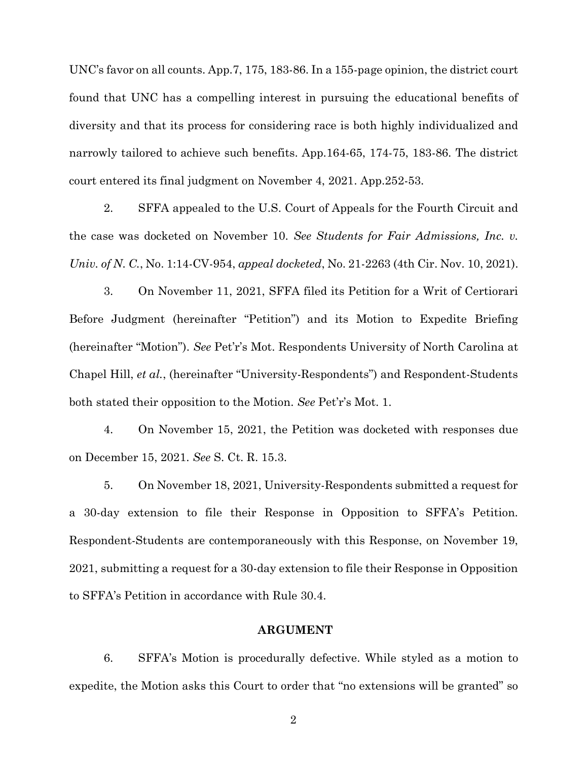UNC's favor on all counts. App.7, 175, 183-86. In a 155-page opinion, the district court found that UNC has a compelling interest in pursuing the educational benefits of diversity and that its process for considering race is both highly individualized and narrowly tailored to achieve such benefits. App.164-65, 174-75, 183-86. The district court entered its final judgment on November 4, 2021. App.252-53.

2. SFFA appealed to the U.S. Court of Appeals for the Fourth Circuit and the case was docketed on November 10. *See Students for Fair Admissions, Inc. v. Univ. of N. C.*, No. 1:14-CV-954, *appeal docketed*, No. 21-2263 (4th Cir. Nov. 10, 2021).

3. On November 11, 2021, SFFA filed its Petition for a Writ of Certiorari Before Judgment (hereinafter "Petition") and its Motion to Expedite Briefing (hereinafter "Motion"). *See* Pet'r's Mot. Respondents University of North Carolina at Chapel Hill, *et al.*, (hereinafter "University-Respondents") and Respondent-Students both stated their opposition to the Motion. *See* Pet'r's Mot. 1.

4. On November 15, 2021, the Petition was docketed with responses due on December 15, 2021. *See* S. Ct. R. 15.3.

5. On November 18, 2021, University-Respondents submitted a request for a 30-day extension to file their Response in Opposition to SFFA's Petition. Respondent-Students are contemporaneously with this Response, on November 19, 2021, submitting a request for a 30-day extension to file their Response in Opposition to SFFA's Petition in accordance with Rule 30.4.

## ARGUMENT

6. SFFA's Motion is procedurally defective. While styled as a motion to expedite, the Motion asks this Court to order that "no extensions will be granted" so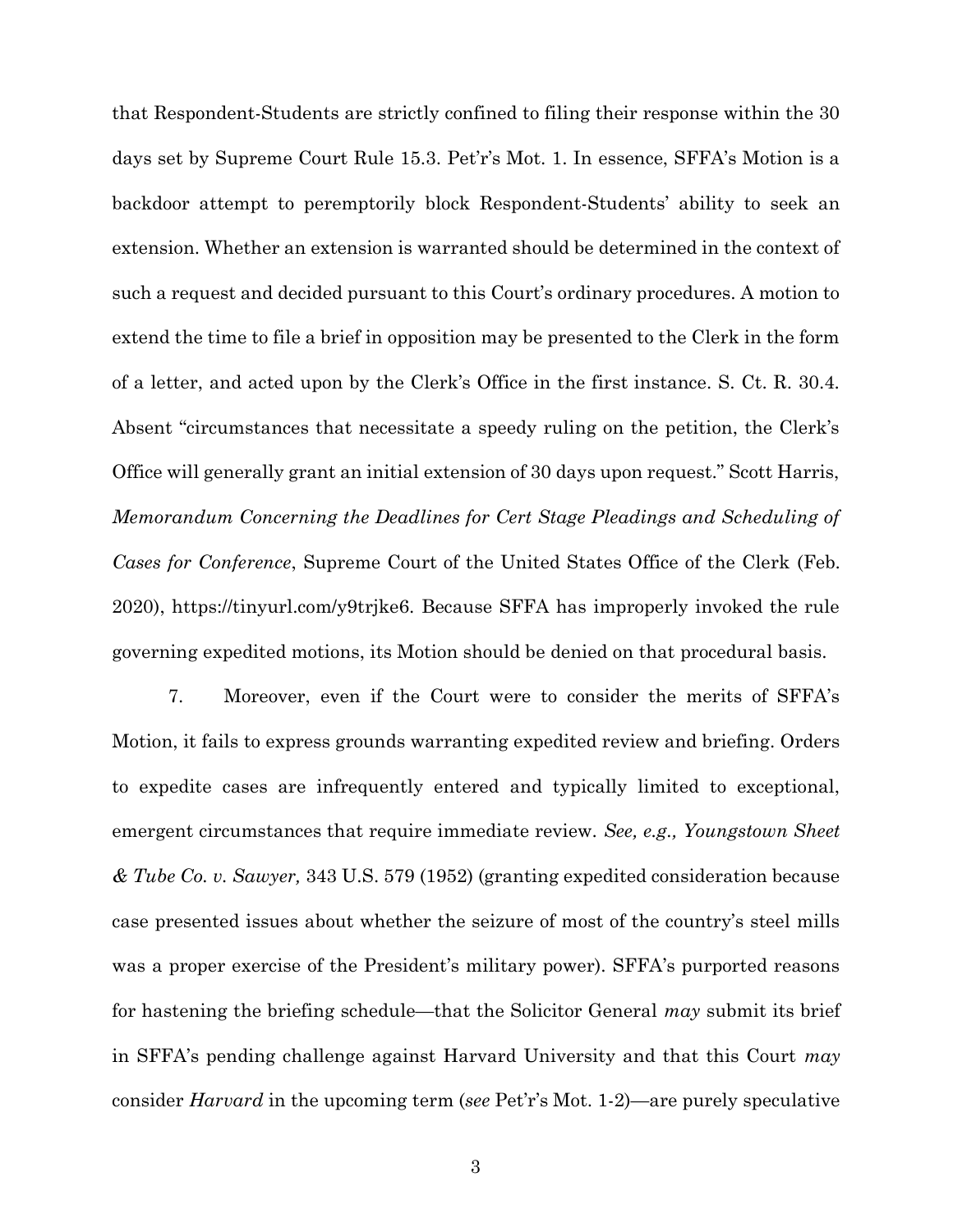that Respondent-Students are strictly confined to filing their response within the 30 days set by Supreme Court Rule 15.3. Pet'r's Mot. 1. In essence, SFFA's Motion is a backdoor attempt to peremptorily block Respondent-Students' ability to seek an extension. Whether an extension is warranted should be determined in the context of such a request and decided pursuant to this Court's ordinary procedures. A motion to extend the time to file a brief in opposition may be presented to the Clerk in the form of a letter, and acted upon by the Clerk's Office in the first instance. S. Ct. R. 30.4. Absent "circumstances that necessitate a speedy ruling on the petition, the Clerk's Office will generally grant an initial extension of 30 days upon request." Scott Harris, *Memorandum Concerning the Deadlines for Cert Stage Pleadings and Scheduling of Cases for Conference*, Supreme Court of the United States Office of the Clerk (Feb. 2020), https://tinyurl.com/y9trjke6. Because SFFA has improperly invoked the rule governing expedited motions, its Motion should be denied on that procedural basis.

7. Moreover, even if the Court were to consider the merits of SFFA's Motion, it fails to express grounds warranting expedited review and briefing. Orders to expedite cases are infrequently entered and typically limited to exceptional, emergent circumstances that require immediate review. *See, e.g., Youngstown Sheet & Tube Co. v. Sawyer,* 343 U.S. 579 (1952) (granting expedited consideration because case presented issues about whether the seizure of most of the country's steel mills was a proper exercise of the President's military power). SFFA's purported reasons for hastening the briefing schedule—that the Solicitor General *may* submit its brief in SFFA's pending challenge against Harvard University and that this Court *may* consider *Harvard* in the upcoming term (*see* Pet'r's Mot. 1-2)—are purely speculative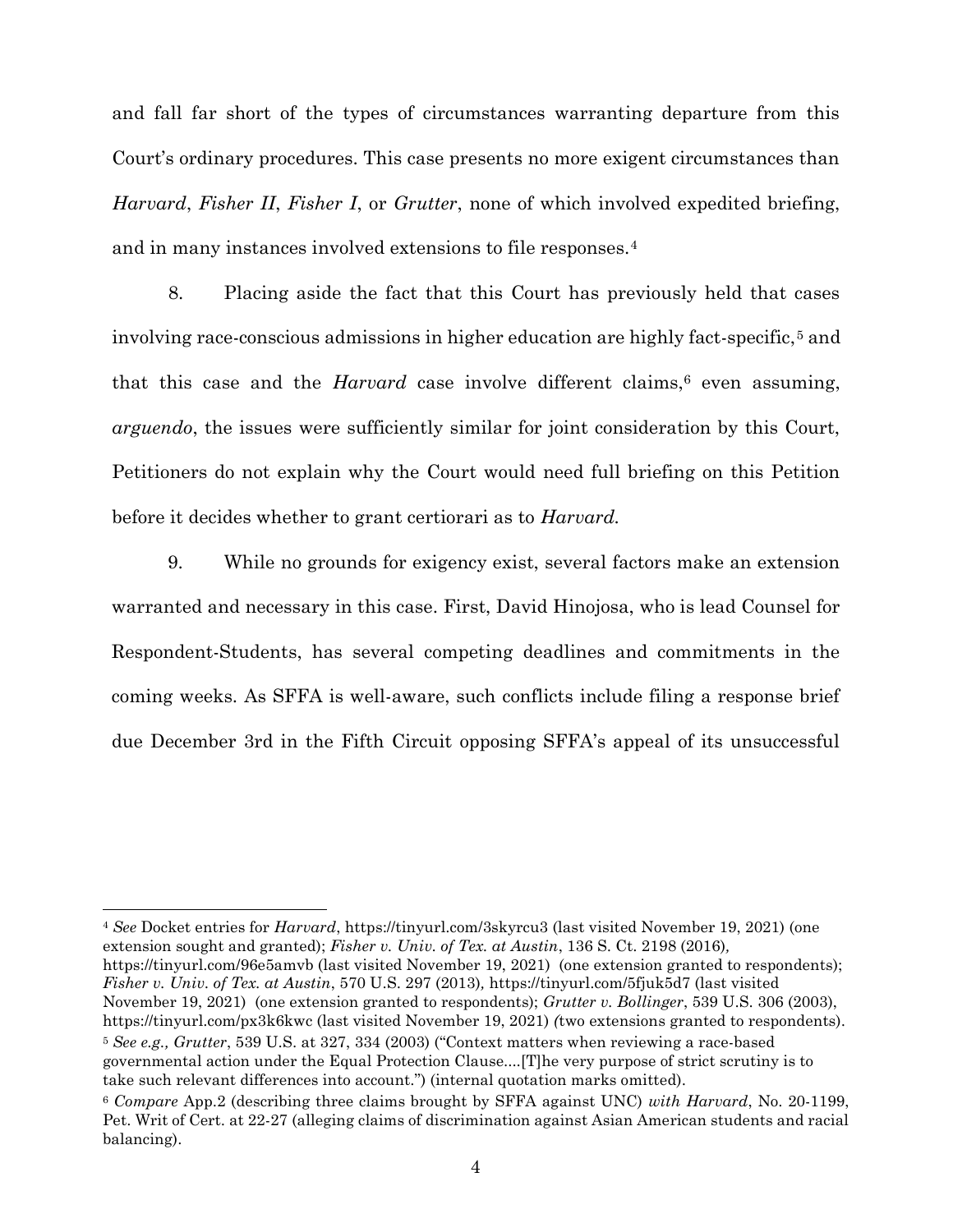and fall far short of the types of circumstances warranting departure from this Court's ordinary procedures. This case presents no more exigent circumstances than *Harvard*, *Fisher II*, *Fisher I*, or *Grutter*, none of which involved expedited briefing, and in many instances involved extensions to file responses.[4]

8. Placing aside the fact that this Court has previously held that cases involving race-conscious admissions in higher education are highly fact-specific,[5] and that this case and the *Harvard* case involve different claims,[6] even assuming, *arguendo*, the issues were sufficiently similar for joint consideration by this Court, Petitioners do not explain why the Court would need full briefing on this Petition before it decides whether to grant certiorari as to *Harvard.*

9. While no grounds for exigency exist, several factors make an extension warranted and necessary in this case. First, David Hinojosa, who is lead Counsel for Respondent-Students, has several competing deadlines and commitments in the coming weeks. As SFFA is well-aware, such conflicts include filing a response brief due December 3rd in the Fifth Circuit opposing SFFA's appeal of its unsuccessful

---

[4] *See* Docket entries for *Harvard*, https://tinyurl.com/3skyrcu3 (last visited November 19, 2021) (one extension sought and granted); *Fisher v. Univ. of Tex. at Austin*, 136 S. Ct. 2198 (2016), https://tinyurl.com/96e5amvb (last visited November 19, 2021) (one extension granted to respondents); *Fisher v. Univ. of Tex. at Austin*, 570 U.S. 297 (2013), https://tinyurl.com/5fjuk5d7 (last visited November 19, 2021) (one extension granted to respondents); *Grutter v. Bollinger*, 539 U.S. 306 (2003), https://tinyurl.com/px3k6kwc (last visited November 19, 2021) (two extensions granted to respondents).

[5] *See e.g., Grutter*, 539 U.S. at 327, 334 (2003) ("Context matters when reviewing a race-based governmental action under the Equal Protection Clause....[T]he very purpose of strict scrutiny is to take such relevant differences into account.") (internal quotation marks omitted).

[6] *Compare* App.2 (describing three claims brought by SFFA against UNC) *with Harvard*, No. 20-1199, Pet. Writ of Cert. at 22-27 (alleging claims of discrimination against Asian American students and racial balancing).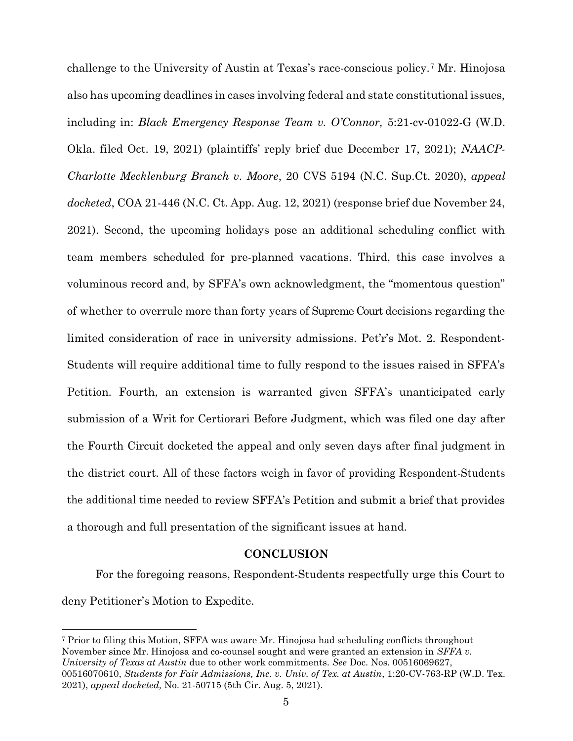challenge to the University of Austin at Texas's race-conscious policy.[7] Mr. Hinojosa also has upcoming deadlines in cases involving federal and state constitutional issues, including in: *Black Emergency Response Team v. O'Connor,* 5:21-cv-01022-G (W.D. Okla. filed Oct. 19, 2021) (plaintiffs' reply brief due December 17, 2021); *NAACP-Charlotte Mecklenburg Branch v. Moore*, 20 CVS 5194 (N.C. Sup.Ct. 2020), *appeal docketed*, COA 21-446 (N.C. Ct. App. Aug. 12, 2021) (response brief due November 24, 2021). Second, the upcoming holidays pose an additional scheduling conflict with team members scheduled for pre-planned vacations. Third, this case involves a voluminous record and, by SFFA's own acknowledgment, the "momentous question" of whether to overrule more than forty years of Supreme Court decisions regarding the limited consideration of race in university admissions. Pet'r's Mot. 2. Respondent-Students will require additional time to fully respond to the issues raised in SFFA's Petition. Fourth, an extension is warranted given SFFA's unanticipated early submission of a Writ for Certiorari Before Judgment, which was filed one day after the Fourth Circuit docketed the appeal and only seven days after final judgment in the district court. All of these factors weigh in favor of providing Respondent-Students the additional time needed to review SFFA's Petition and submit a brief that provides a thorough and full presentation of the significant issues at hand.

## CONCLUSION

For the foregoing reasons, Respondent-Students respectfully urge this Court to deny Petitioner's Motion to Expedite.

---

[7] Prior to filing this Motion, SFFA was aware Mr. Hinojosa had scheduling conflicts throughout November since Mr. Hinojosa and co-counsel sought and were granted an extension in *SFFA v. University of Texas at Austin* due to other work commitments. *See* Doc. Nos. 00516069627, 00516070610, *Students for Fair Admissions, Inc. v. Univ. of Tex. at Austin*, 1:20-CV-763-RP (W.D. Tex. 2021), *appeal docketed,* No. 21-50715 (5th Cir. Aug. 5, 2021).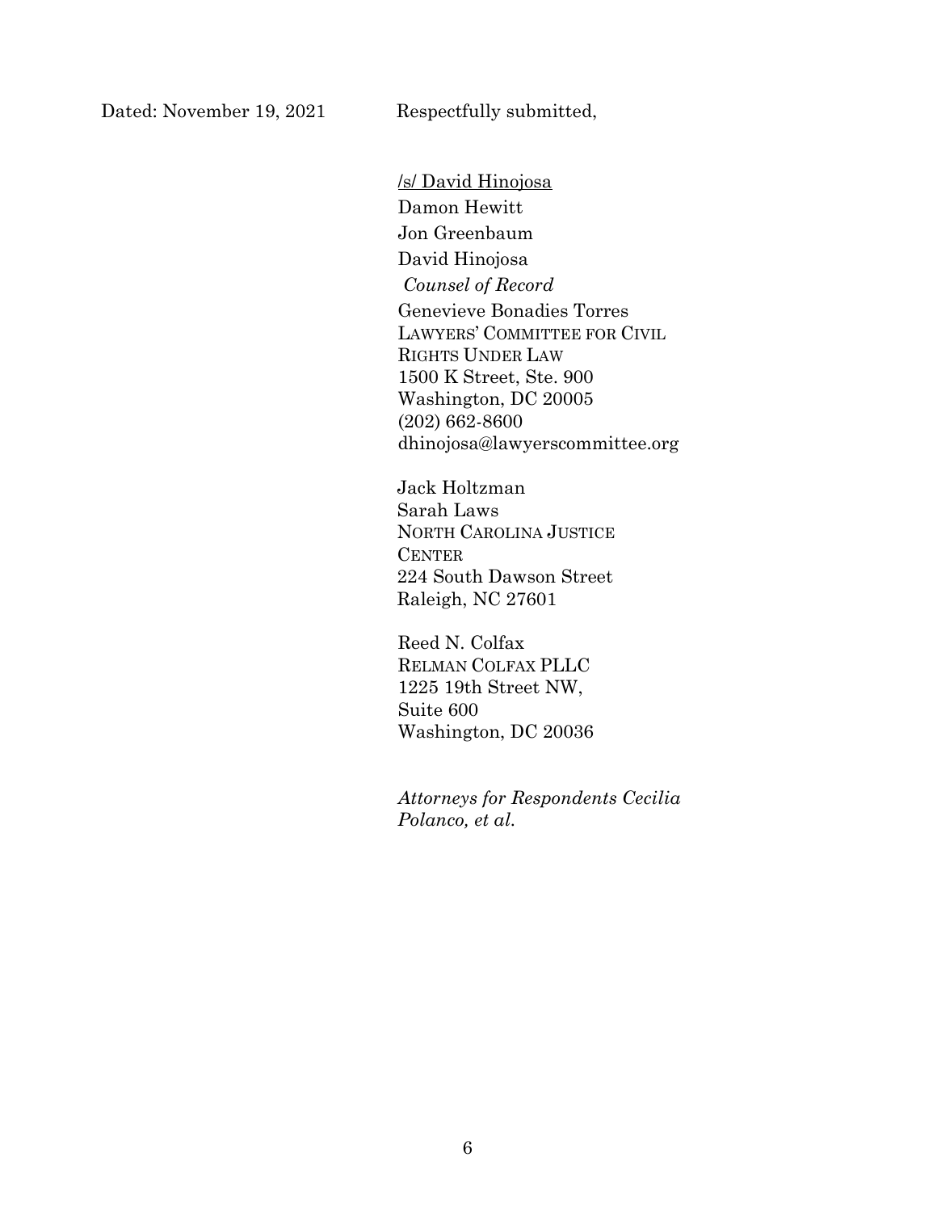Dated: November 19, 2021 Respectfully submitted,

/s/ David Hinojosa
Damon Hewitt
Jon Greenbaum
David Hinojosa
*Counsel of Record*
Genevieve Bonadies Torres
LAWYERS' COMMITTEE FOR CIVIL RIGHTS UNDER LAW
1500 K Street, Ste. 900
Washington, DC 20005
(202) 662-8600
dhinojosa@lawyerscommittee.org

Jack Holtzman
Sarah Laws
NORTH CAROLINA JUSTICE CENTER
224 South Dawson Street
Raleigh, NC 27601

Reed N. Colfax
RELMAN COLFAX PLLC
1225 19th Street NW,
Suite 600
Washington, DC 20036

*Attorneys for Respondents Cecilia Polanco, et al.*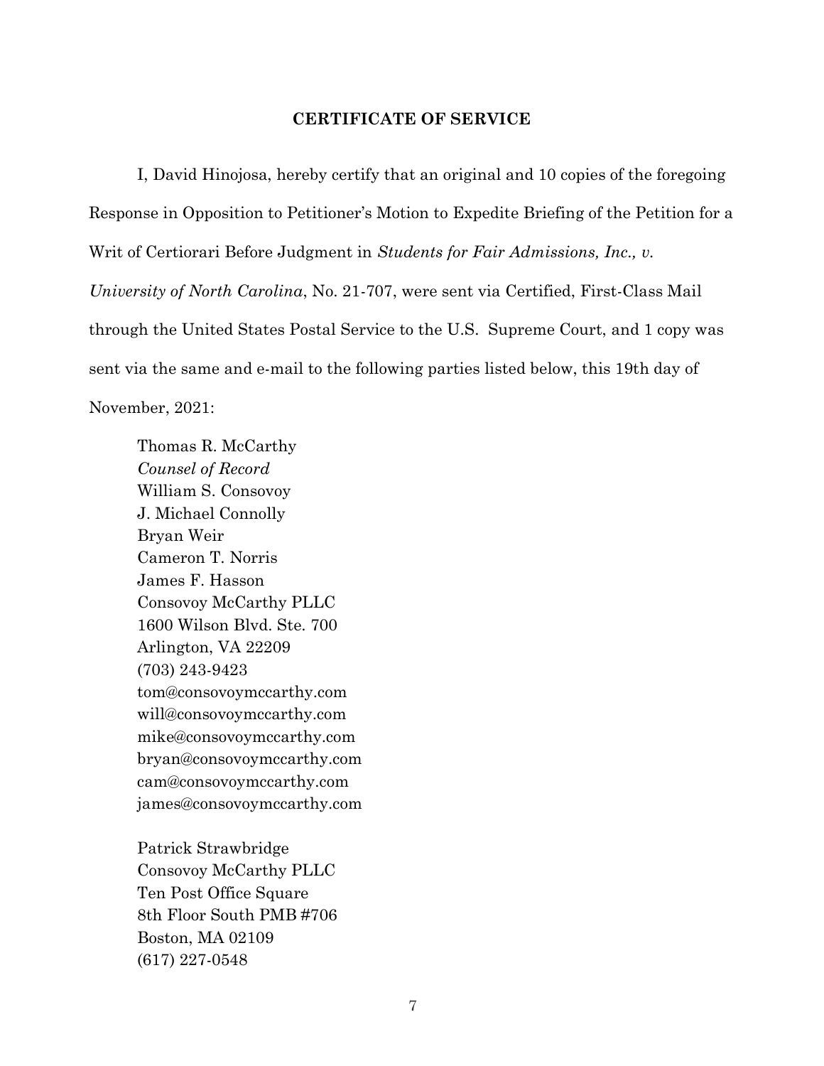## CERTIFICATE OF SERVICE

I, David Hinojosa, hereby certify that an original and 10 copies of the foregoing Response in Opposition to Petitioner's Motion to Expedite Briefing of the Petition for a Writ of Certiorari Before Judgment in *Students for Fair Admissions, Inc., v. University of North Carolina*, No. 21-707, were sent via Certified, First-Class Mail through the United States Postal Service to the U.S. Supreme Court, and 1 copy was sent via the same and e-mail to the following parties listed below, this 19th day of November, 2021:

Thomas R. McCarthy  
*Counsel of Record*  
William S. Consovoy  
J. Michael Connolly  
Bryan Weir  
Cameron T. Norris  
James F. Hasson  
Consovoy McCarthy PLLC  
1600 Wilson Blvd. Ste. 700  
Arlington, VA 22209  
(703) 243-9423  
tom@consovoymccarthy.com  
will@consovoymccarthy.com  
mike@consovoymccarthy.com  
bryan@consovoymccarthy.com  
cam@consovoymccarthy.com  
james@consovoymccarthy.com

Patrick Strawbridge  
Consovoy McCarthy PLLC  
Ten Post Office Square  
8th Floor South PMB #706  
Boston, MA 02109  
(617) 227-0548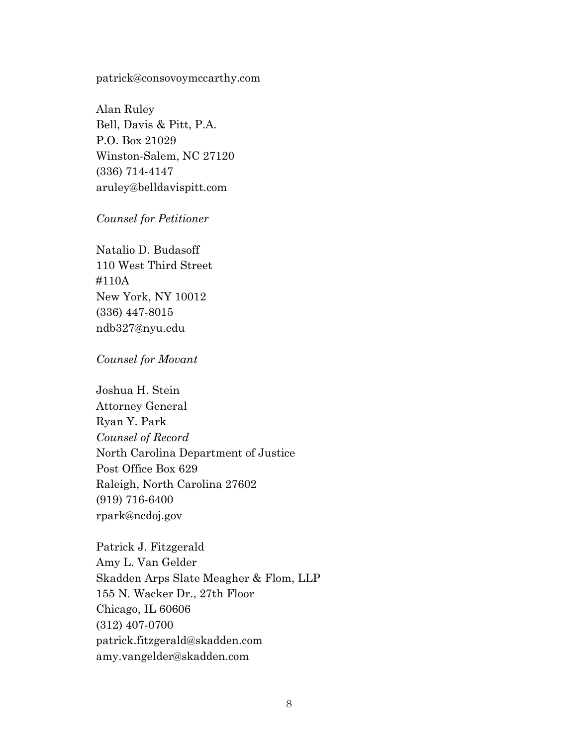patrick@consovoymccarthy.com

Alan Ruley
Bell, Davis & Pitt, P.A.
P.O. Box 21029
Winston-Salem, NC 27120
(336) 714-4147
aruley@belldavispitt.com

*Counsel for Petitioner*

Natalio D. Budasoff
110 West Third Street
#110A
New York, NY 10012
(336) 447-8015
ndb327@nyu.edu

*Counsel for Movant*

Joshua H. Stein
Attorney General
Ryan Y. Park
*Counsel of Record*
North Carolina Department of Justice
Post Office Box 629
Raleigh, North Carolina 27602
(919) 716-6400
rpark@ncdoj.gov

Patrick J. Fitzgerald
Amy L. Van Gelder
Skadden Arps Slate Meagher & Flom, LLP
155 N. Wacker Dr., 27th Floor
Chicago, IL 60606
(312) 407-0700
patrick.fitzgerald@skadden.com
amy.vangelder@skadden.com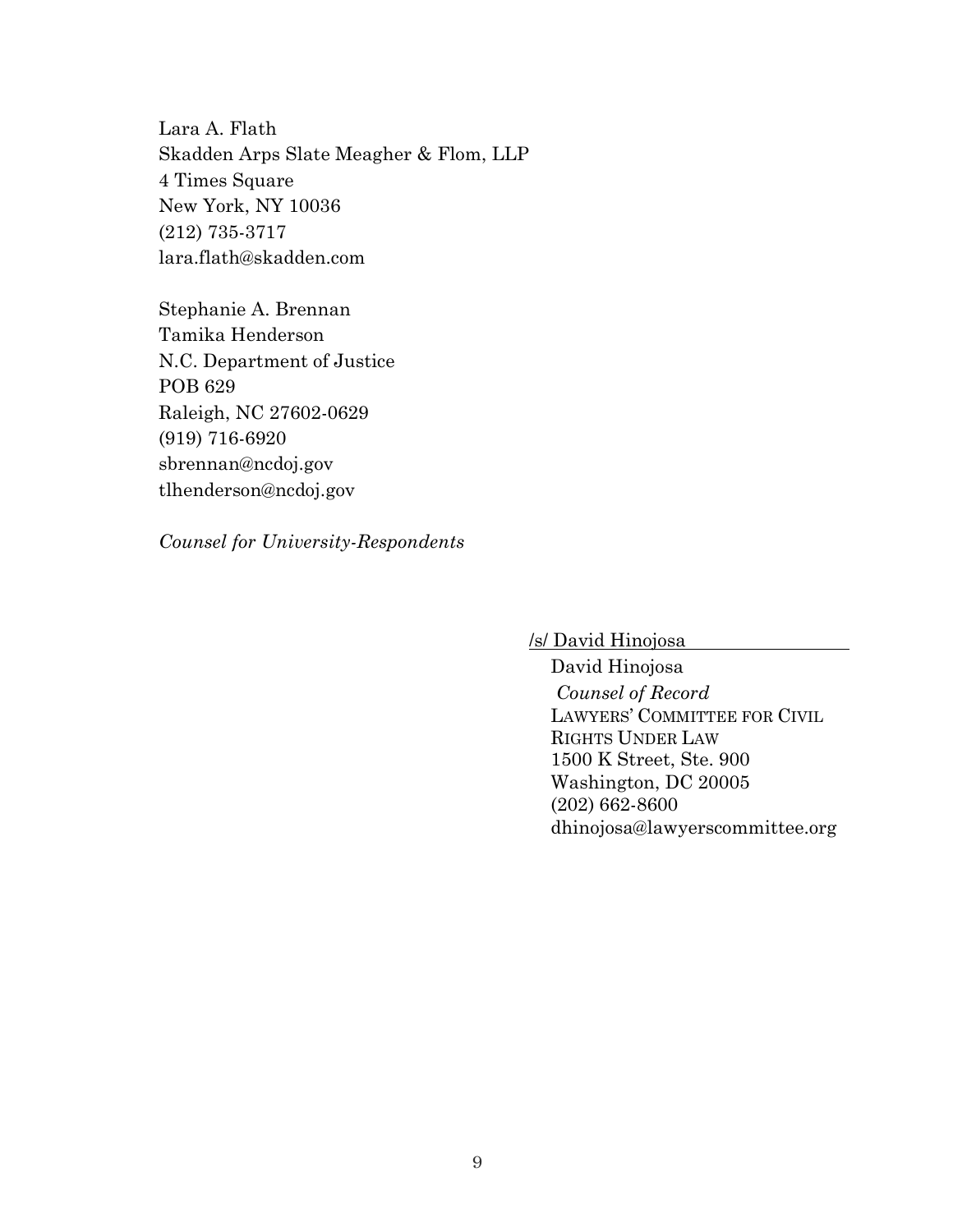Lara A. Flath
Skadden Arps Slate Meagher & Flom, LLP
4 Times Square
New York, NY 10036
(212) 735-3717
lara.flath@skadden.com

Stephanie A. Brennan
Tamika Henderson
N.C. Department of Justice
POB 629
Raleigh, NC 27602-0629
(919) 716-6920
sbrennan@ncdoj.gov
tlhenderson@ncdoj.gov

*Counsel for University-Respondents*

/s/ David Hinojosa

David Hinojosa
*Counsel of Record*
LAWYERS' COMMITTEE FOR CIVIL RIGHTS UNDER LAW
1500 K Street, Ste. 900
Washington, DC 20005
(202) 662-8600
dhinojosa@lawyerscommittee.org